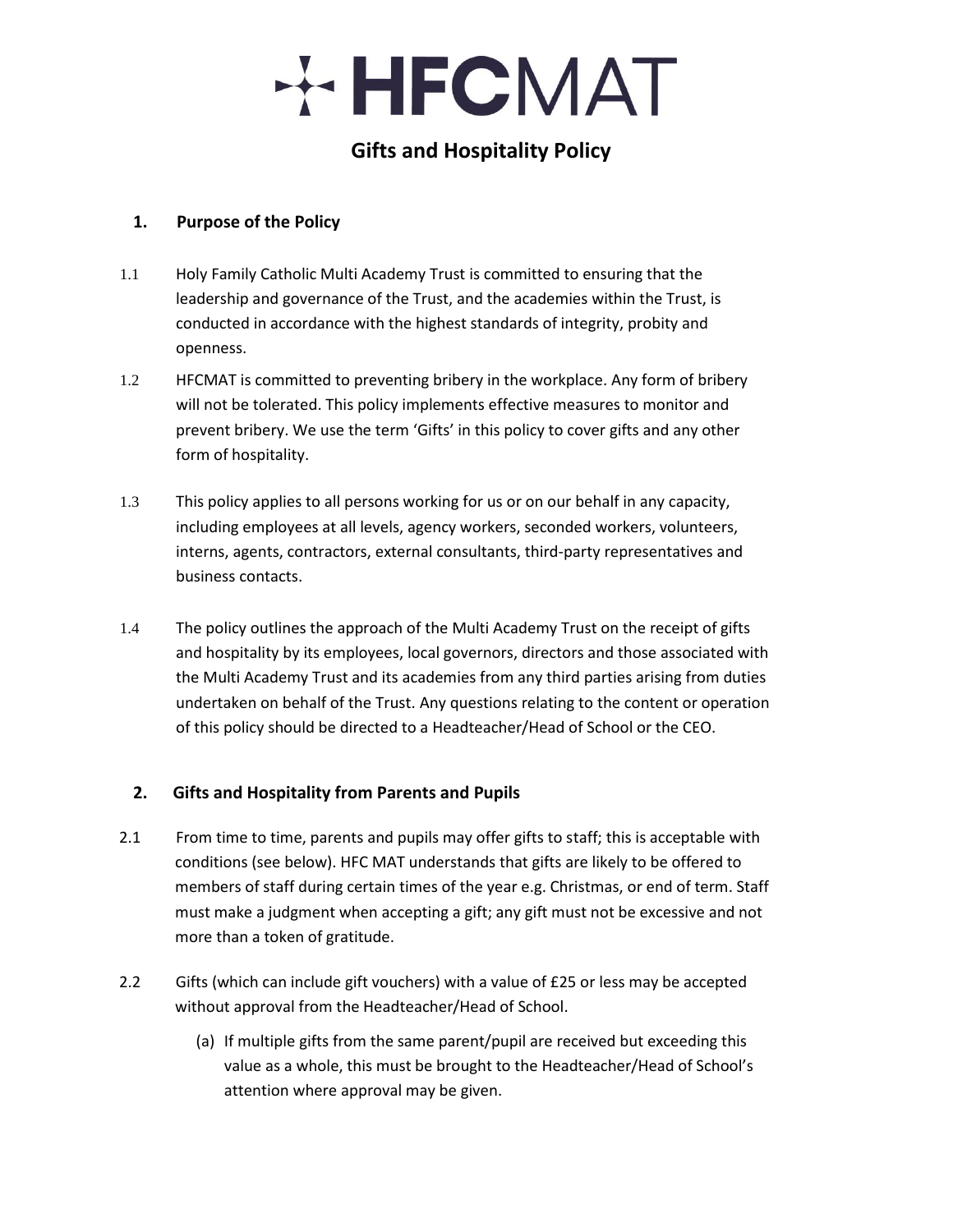# HFCMAT

## Gifts and Hospitality Policy

### 1. Purpose of the Policy

1.1 Holy Family Catholic Multi Academy Trust is committed to ensuring that the leadership and governance of the Trust, and the academies within the Trust, is conducted in accordance with the highest standards of integrity, probity and openness.

1.2 HFCMAT is committed to preventing bribery in the workplace. Any form of bribery will not be tolerated. This policy implements effective measures to monitor and prevent bribery. We use the term 'Gifts' in this policy to cover gifts and any other form of hospitality.

1.3 This policy applies to all persons working for us or on our behalf in any capacity, including employees at all levels, agency workers, seconded workers, volunteers, interns, agents, contractors, external consultants, third-party representatives and business contacts.

1.4 The policy outlines the approach of the Multi Academy Trust on the receipt of gifts and hospitality by its employees, local governors, directors and those associated with the Multi Academy Trust and its academies from any third parties arising from duties undertaken on behalf of the Trust. Any questions relating to the content or operation of this policy should be directed to a Headteacher/Head of School or the CEO.

### 2. Gifts and Hospitality from Parents and Pupils

2.1 From time to time, parents and pupils may offer gifts to staff; this is acceptable with conditions (see below). HFC MAT understands that gifts are likely to be offered to members of staff during certain times of the year e.g. Christmas, or end of term. Staff must make a judgment when accepting a gift; any gift must not be excessive and not more than a token of gratitude.

2.2 Gifts (which can include gift vouchers) with a value of £25 or less may be accepted without approval from the Headteacher/Head of School.

(a) If multiple gifts from the same parent/pupil are received but exceeding this value as a whole, this must be brought to the Headteacher/Head of School's attention where approval may be given.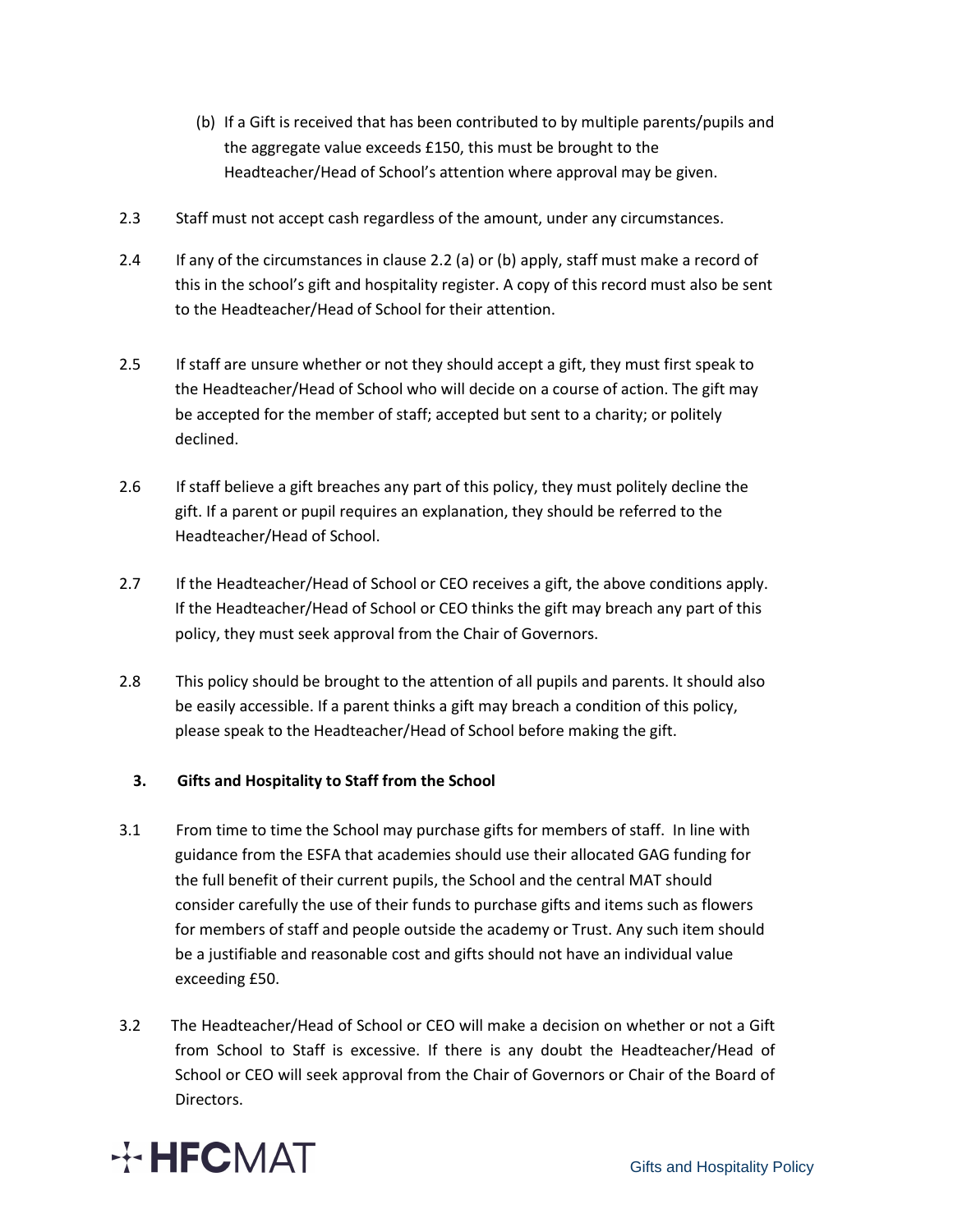(b) If a Gift is received that has been contributed to by multiple parents/pupils and the aggregate value exceeds £150, this must be brought to the Headteacher/Head of School's attention where approval may be given.

2.3 Staff must not accept cash regardless of the amount, under any circumstances.

2.4 If any of the circumstances in clause 2.2 (a) or (b) apply, staff must make a record of this in the school's gift and hospitality register. A copy of this record must also be sent to the Headteacher/Head of School for their attention.

2.5 If staff are unsure whether or not they should accept a gift, they must first speak to the Headteacher/Head of School who will decide on a course of action. The gift may be accepted for the member of staff; accepted but sent to a charity; or politely declined.

2.6 If staff believe a gift breaches any part of this policy, they must politely decline the gift. If a parent or pupil requires an explanation, they should be referred to the Headteacher/Head of School.

2.7 If the Headteacher/Head of School or CEO receives a gift, the above conditions apply. If the Headteacher/Head of School or CEO thinks the gift may breach any part of this policy, they must seek approval from the Chair of Governors.

2.8 This policy should be brought to the attention of all pupils and parents. It should also be easily accessible. If a parent thinks a gift may breach a condition of this policy, please speak to the Headteacher/Head of School before making the gift.

## 3. Gifts and Hospitality to Staff from the School

3.1 From time to time the School may purchase gifts for members of staff. In line with guidance from the ESFA that academies should use their allocated GAG funding for the full benefit of their current pupils, the School and the central MAT should consider carefully the use of their funds to purchase gifts and items such as flowers for members of staff and people outside the academy or Trust. Any such item should be a justifiable and reasonable cost and gifts should not have an individual value exceeding £50.

3.2 The Headteacher/Head of School or CEO will make a decision on whether or not a Gift from School to Staff is excessive. If there is any doubt the Headteacher/Head of School or CEO will seek approval from the Chair of Governors or Chair of the Board of Directors.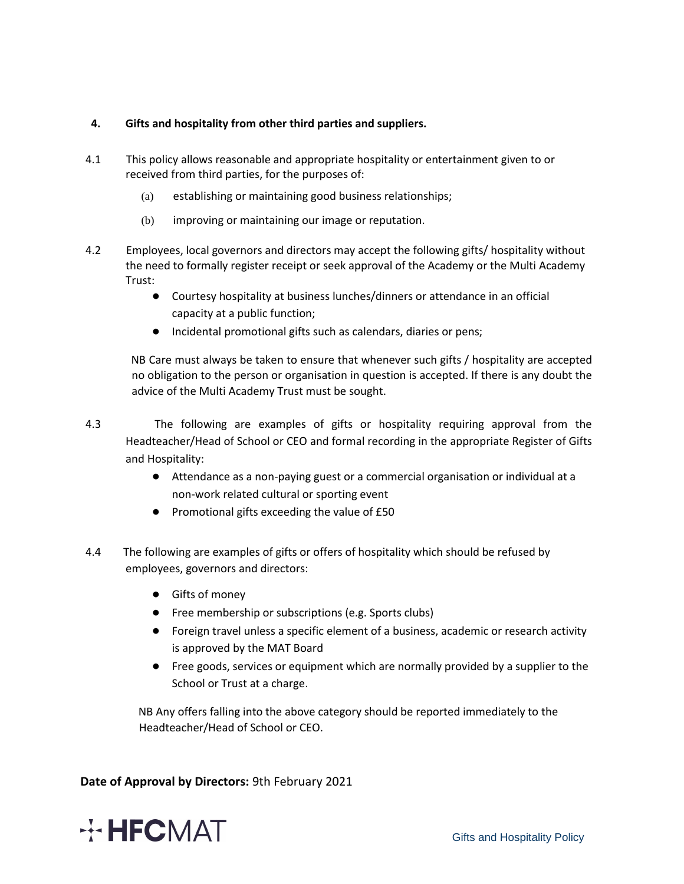## 4. Gifts and hospitality from other third parties and suppliers.

4.1 This policy allows reasonable and appropriate hospitality or entertainment given to or received from third parties, for the purposes of:

(a) establishing or maintaining good business relationships;

(b) improving or maintaining our image or reputation.

4.2 Employees, local governors and directors may accept the following gifts/ hospitality without the need to formally register receipt or seek approval of the Academy or the Multi Academy Trust:

- Courtesy hospitality at business lunches/dinners or attendance in an official capacity at a public function;
- Incidental promotional gifts such as calendars, diaries or pens;

NB Care must always be taken to ensure that whenever such gifts / hospitality are accepted no obligation to the person or organisation in question is accepted. If there is any doubt the advice of the Multi Academy Trust must be sought.

4.3 The following are examples of gifts or hospitality requiring approval from the Headteacher/Head of School or CEO and formal recording in the appropriate Register of Gifts and Hospitality:

- Attendance as a non-paying guest or a commercial organisation or individual at a non-work related cultural or sporting event
- Promotional gifts exceeding the value of £50

4.4 The following are examples of gifts or offers of hospitality which should be refused by employees, governors and directors:

- Gifts of money
- Free membership or subscriptions (e.g. Sports clubs)
- Foreign travel unless a specific element of a business, academic or research activity is approved by the MAT Board
- Free goods, services or equipment which are normally provided by a supplier to the School or Trust at a charge.

NB Any offers falling into the above category should be reported immediately to the Headteacher/Head of School or CEO.

**Date of Approval by Directors:** 9th February 2021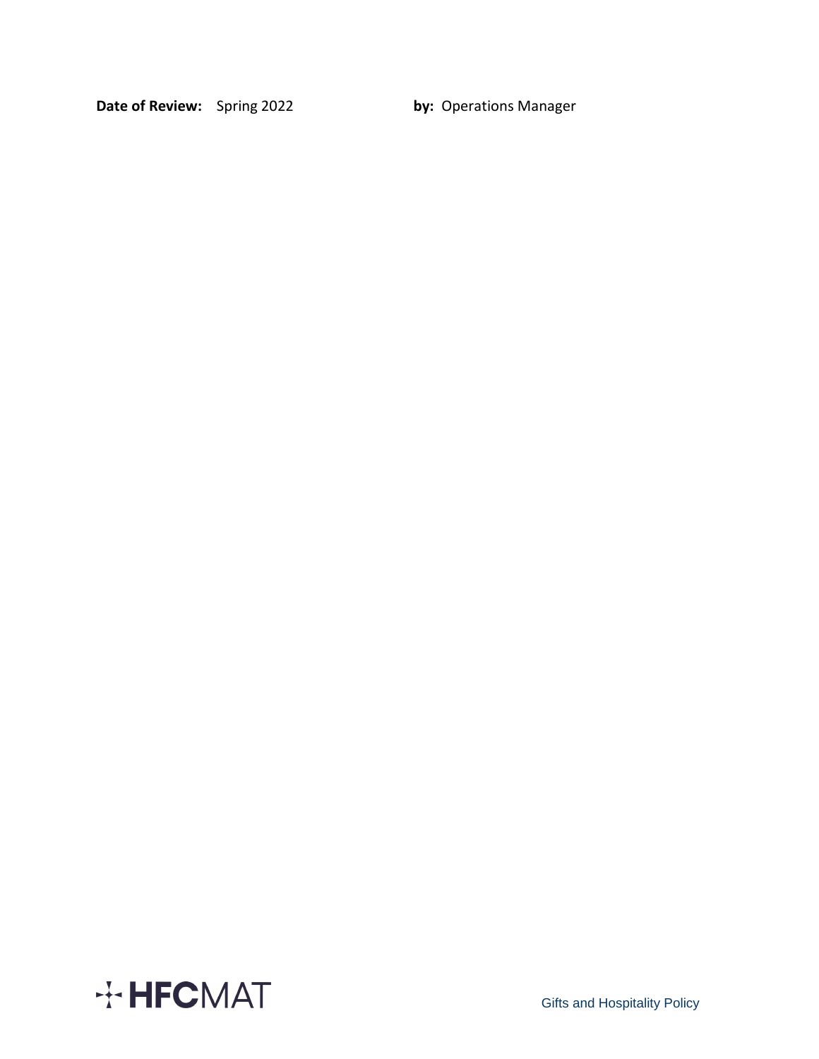**Date of Review:** Spring 2022 **by:** Operations Manager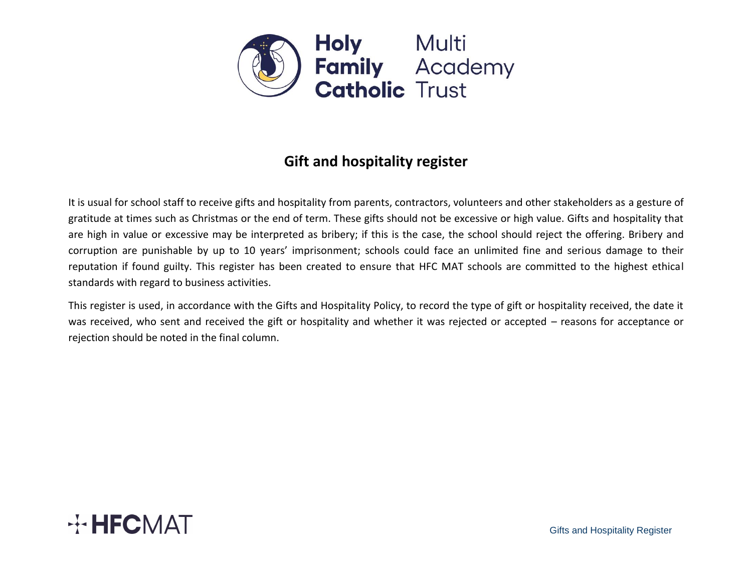## Gift and hospitality register

It is usual for school staff to receive gifts and hospitality from parents, contractors, volunteers and other stakeholders as a gesture of gratitude at times such as Christmas or the end of term. These gifts should not be excessive or high value. Gifts and hospitality that are high in value or excessive may be interpreted as bribery; if this is the case, the school should reject the offering. Bribery and corruption are punishable by up to 10 years' imprisonment; schools could face an unlimited fine and serious damage to their reputation if found guilty. This register has been created to ensure that HFC MAT schools are committed to the highest ethical standards with regard to business activities.

This register is used, in accordance with the Gifts and Hospitality Policy, to record the type of gift or hospitality received, the date it was received, who sent and received the gift or hospitality and whether it was rejected or accepted – reasons for acceptance or rejection should be noted in the final column.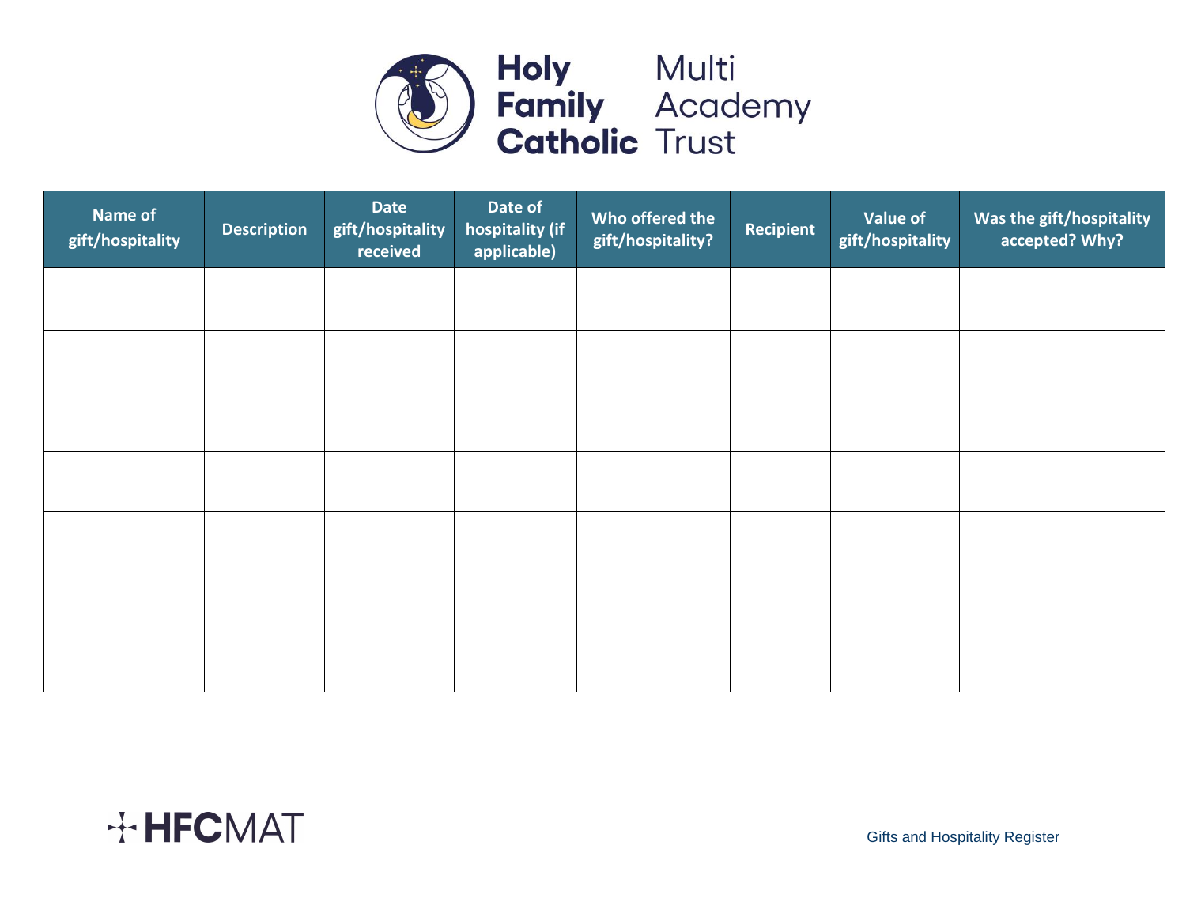Holy Family Catholic Multi Academy Trust

| Name of gift/hospitality | Description | Date gift/hospitality received | Date of hospitality (if applicable) | Who offered the gift/hospitality? | Recipient | Value of gift/hospitality | Was the gift/hospitality accepted? Why? |
|---|---|---|---|---|---|---|---|
| | | | | | | | |
| | | | | | | | |
| | | | | | | | |
| | | | | | | | |
| | | | | | | | |
| | | | | | | | |
| | | | | | | | |